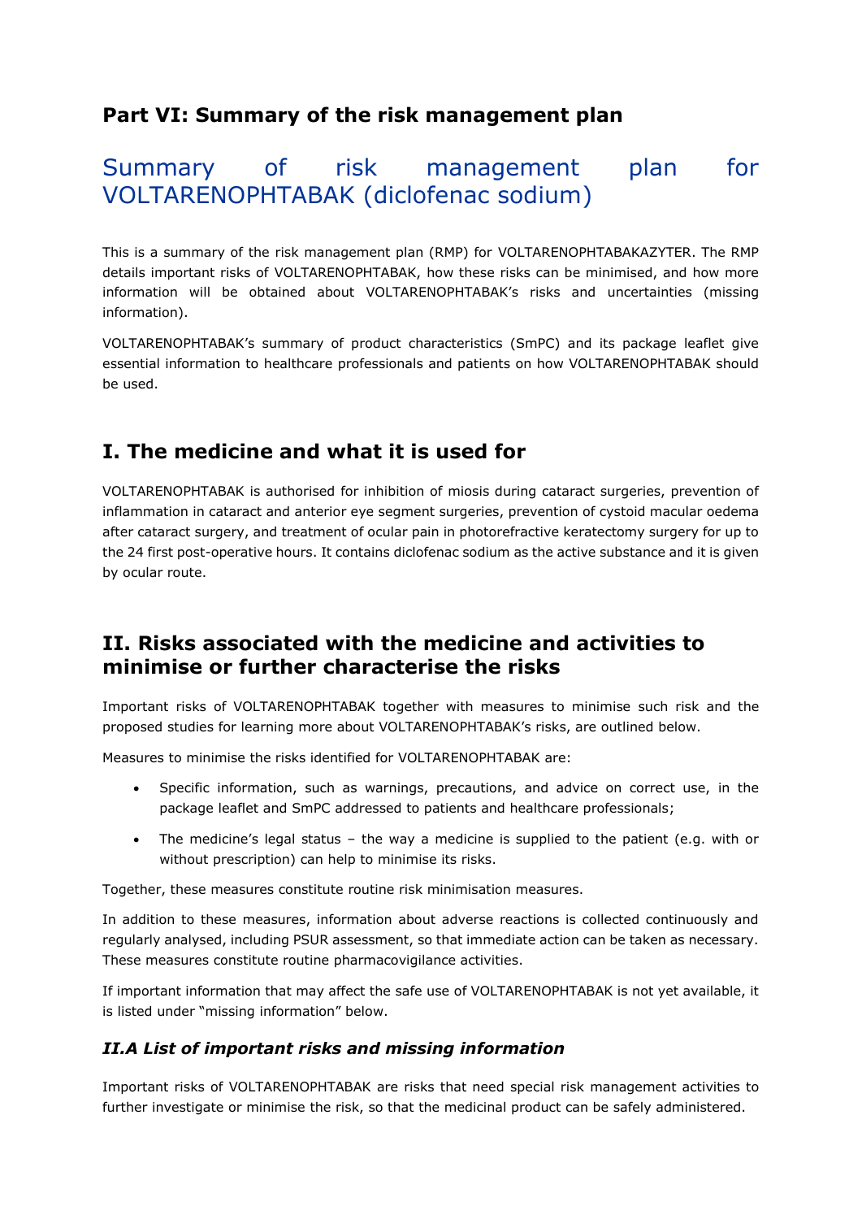## Part VI: Summary of the risk management plan

# Summary of risk management plan for VOLTARENOPHTABAK (diclofenac sodium)

This is a summary of the risk management plan (RMP) for VOLTARENOPHTABAKAZYTER. The RMP details important risks of VOLTARENOPHTABAK, how these risks can be minimised, and how more information will be obtained about VOLTARENOPHTABAK's risks and uncertainties (missing information).

VOLTARENOPHTABAK's summary of product characteristics (SmPC) and its package leaflet give essential information to healthcare professionals and patients on how VOLTARENOPHTABAK should be used.

## I. The medicine and what it is used for

VOLTARENOPHTABAK is authorised for inhibition of miosis during cataract surgeries, prevention of inflammation in cataract and anterior eye segment surgeries, prevention of cystoid macular oedema after cataract surgery, and treatment of ocular pain in photorefractive keratectomy surgery for up to the 24 first post-operative hours. It contains diclofenac sodium as the active substance and it is given by ocular route.

## II. Risks associated with the medicine and activities to minimise or further characterise the risks

Important risks of VOLTARENOPHTABAK together with measures to minimise such risk and the proposed studies for learning more about VOLTARENOPHTABAK's risks, are outlined below.

Measures to minimise the risks identified for VOLTARENOPHTABAK are:

- Specific information, such as warnings, precautions, and advice on correct use, in the package leaflet and SmPC addressed to patients and healthcare professionals;
- The medicine's legal status – the way a medicine is supplied to the patient (e.g. with or without prescription) can help to minimise its risks.

Together, these measures constitute routine risk minimisation measures.

In addition to these measures, information about adverse reactions is collected continuously and regularly analysed, including PSUR assessment, so that immediate action can be taken as necessary. These measures constitute routine pharmacovigilance activities.

If important information that may affect the safe use of VOLTARENOPHTABAK is not yet available, it is listed under "missing information" below.

### *II.A List of important risks and missing information*

Important risks of VOLTARENOPHTABAK are risks that need special risk management activities to further investigate or minimise the risk, so that the medicinal product can be safely administered.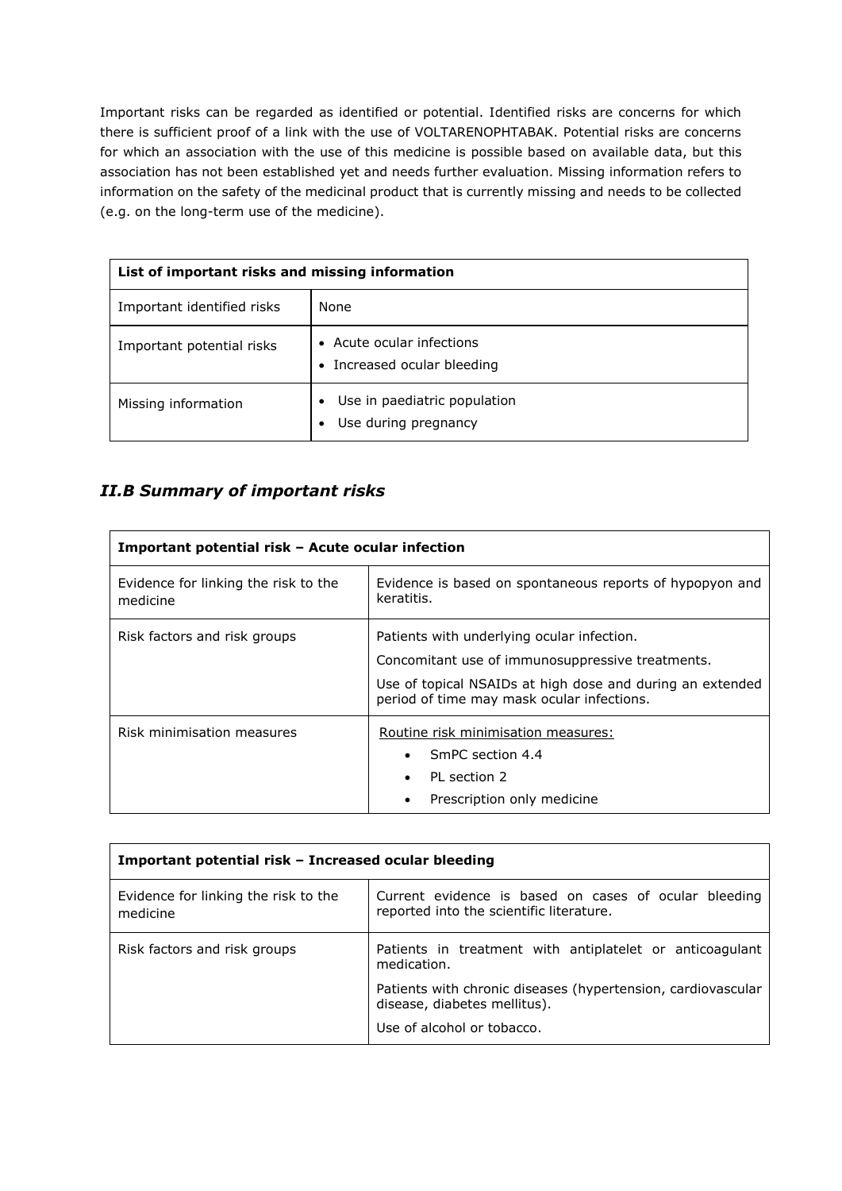Important risks can be regarded as identified or potential. Identified risks are concerns for which there is sufficient proof of a link with the use of VOLTARENOPHTABAK. Potential risks are concerns for which an association with the use of this medicine is possible based on available data, but this association has not been established yet and needs further evaluation. Missing information refers to information on the safety of the medicinal product that is currently missing and needs to be collected (e.g. on the long-term use of the medicine).

| **List of important risks and missing information** | |
|---|---|
| Important identified risks | None |
| Important potential risks | • Acute ocular infections<br>• Increased ocular bleeding |
| Missing information | • Use in paediatric population<br>• Use during pregnancy |

## *II.B Summary of important risks*

| **Important potential risk – Acute ocular infection** | |
|---|---|
| Evidence for linking the risk to the medicine | Evidence is based on spontaneous reports of hypopyon and keratitis. |
| Risk factors and risk groups | Patients with underlying ocular infection.<br>Concomitant use of immunosuppressive treatments.<br>Use of topical NSAIDs at high dose and during an extended period of time may mask ocular infections. |
| Risk minimisation measures | Routine risk minimisation measures:<br>• SmPC section 4.4<br>• PL section 2<br>• Prescription only medicine |

| **Important potential risk – Increased ocular bleeding** | |
|---|---|
| Evidence for linking the risk to the medicine | Current evidence is based on cases of ocular bleeding reported into the scientific literature. |
| Risk factors and risk groups | Patients in treatment with antiplatelet or anticoagulant medication.<br>Patients with chronic diseases (hypertension, cardiovascular disease, diabetes mellitus).<br>Use of alcohol or tobacco. |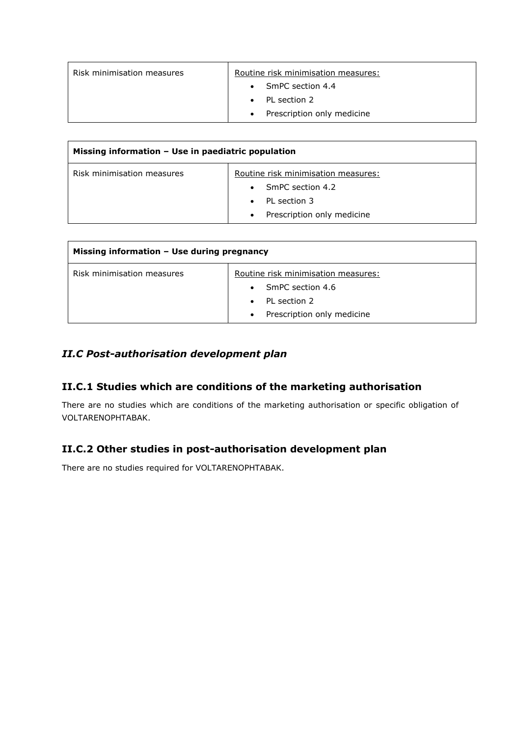| | |
|---|---|
| Risk minimisation measures | Routine risk minimisation measures:<br>• SmPC section 4.4<br>• PL section 2<br>• Prescription only medicine |

| **Missing information – Use in paediatric population** | |
|---|---|
| Risk minimisation measures | Routine risk minimisation measures:<br>• SmPC section 4.2<br>• PL section 3<br>• Prescription only medicine |

| **Missing information – Use during pregnancy** | |
|---|---|
| Risk minimisation measures | Routine risk minimisation measures:<br>• SmPC section 4.6<br>• PL section 2<br>• Prescription only medicine |

## *II.C Post-authorisation development plan*

### II.C.1 Studies which are conditions of the marketing authorisation

There are no studies which are conditions of the marketing authorisation or specific obligation of VOLTARENOPHTABAK.

### II.C.2 Other studies in post-authorisation development plan

There are no studies required for VOLTARENOPHTABAK.